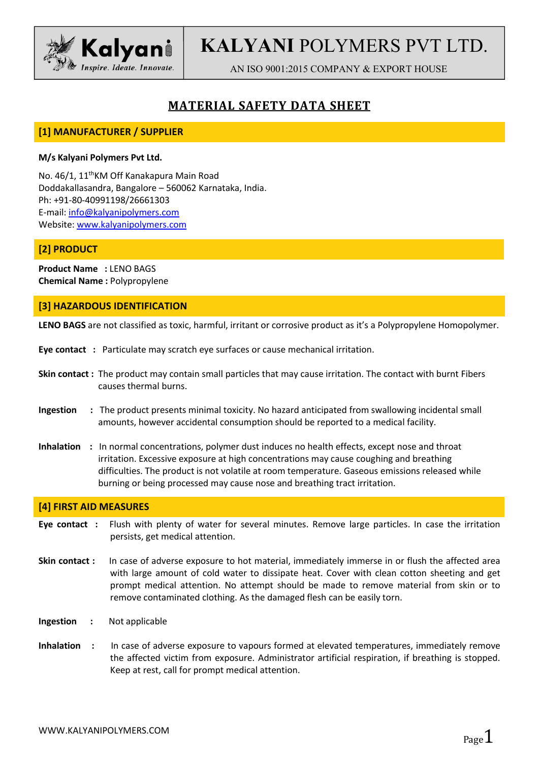# KALYANI POLYMERS PVT LTD.

AN ISO 9001:2015 COMPANY & EXPORT HOUSE

## MATERIAL SAFETY DATA SHEET

### [1] MANUFACTURER / SUPPLIER

**M/s Kalyani Polymers Pvt Ltd.**

No. 46/1, 11[th]KM Off Kanakapura Main Road
Doddakallasandra, Bangalore – 560062 Karnataka, India.
Ph: +91-80-40991198/26661303
E-mail: info@kalyanipolymers.com
Website: www.kalyanipolymers.com

### [2] PRODUCT

**Product Name :** LENO BAGS
**Chemical Name :** Polypropylene

### [3] HAZARDOUS IDENTIFICATION

**LENO BAGS** are not classified as toxic, harmful, irritant or corrosive product as it's a Polypropylene Homopolymer.

**Eye contact :** Particulate may scratch eye surfaces or cause mechanical irritation.

**Skin contact :** The product may contain small particles that may cause irritation. The contact with burnt Fibers causes thermal burns.

**Ingestion :** The product presents minimal toxicity. No hazard anticipated from swallowing incidental small amounts, however accidental consumption should be reported to a medical facility.

**Inhalation :** In normal concentrations, polymer dust induces no health effects, except nose and throat irritation. Excessive exposure at high concentrations may cause coughing and breathing difficulties. The product is not volatile at room temperature. Gaseous emissions released while burning or being processed may cause nose and breathing tract irritation.

### [4] FIRST AID MEASURES

**Eye contact :** Flush with plenty of water for several minutes. Remove large particles. In case the irritation persists, get medical attention.

**Skin contact :** In case of adverse exposure to hot material, immediately immerse in or flush the affected area with large amount of cold water to dissipate heat. Cover with clean cotton sheeting and get prompt medical attention. No attempt should be made to remove material from skin or to remove contaminated clothing. As the damaged flesh can be easily torn.

**Ingestion :** Not applicable

**Inhalation :** In case of adverse exposure to vapours formed at elevated temperatures, immediately remove the affected victim from exposure. Administrator artificial respiration, if breathing is stopped. Keep at rest, call for prompt medical attention.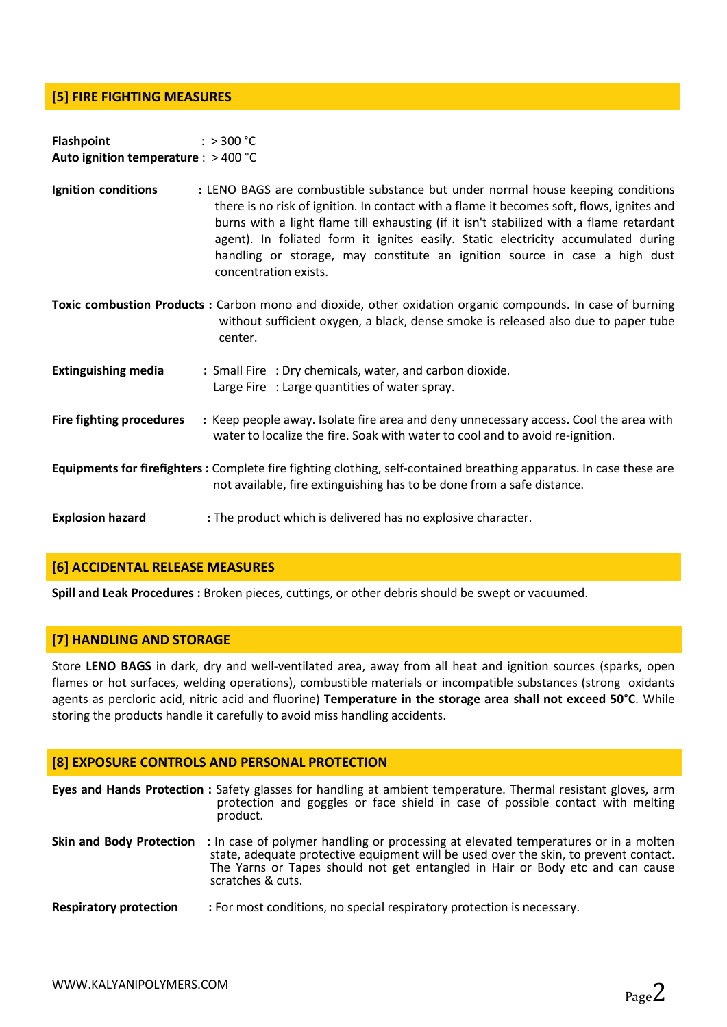## [5] FIRE FIGHTING MEASURES

**Flashpoint** : > 300 °C
**Auto ignition temperature** : > 400 °C

**Ignition conditions** : LENO BAGS are combustible substance but under normal house keeping conditions there is no risk of ignition. In contact with a flame it becomes soft, flows, ignites and burns with a light flame till exhausting (if it isn't stabilized with a flame retardant agent). In foliated form it ignites easily. Static electricity accumulated during handling or storage, may constitute an ignition source in case a high dust concentration exists.

**Toxic combustion Products :** Carbon mono and dioxide, other oxidation organic compounds. In case of burning without sufficient oxygen, a black, dense smoke is released also due to paper tube center.

**Extinguishing media** : Small Fire : Dry chemicals, water, and carbon dioxide.
Large Fire : Large quantities of water spray.

**Fire fighting procedures** : Keep people away. Isolate fire area and deny unnecessary access. Cool the area with water to localize the fire. Soak with water to cool and to avoid re-ignition.

**Equipments for firefighters :** Complete fire fighting clothing, self-contained breathing apparatus. In case these are not available, fire extinguishing has to be done from a safe distance.

**Explosion hazard** : The product which is delivered has no explosive character.

## [6] ACCIDENTAL RELEASE MEASURES

**Spill and Leak Procedures :** Broken pieces, cuttings, or other debris should be swept or vacuumed.

## [7] HANDLING AND STORAGE

Store **LENO BAGS** in dark, dry and well-ventilated area, away from all heat and ignition sources (sparks, open flames or hot surfaces, welding operations), combustible materials or incompatible substances (strong oxidants agents as percloric acid, nitric acid and fluorine) **Temperature in the storage area shall not exceed 50°C**. While storing the products handle it carefully to avoid miss handling accidents.

## [8] EXPOSURE CONTROLS AND PERSONAL PROTECTION

**Eyes and Hands Protection :** Safety glasses for handling at ambient temperature. Thermal resistant gloves, arm protection and goggles or face shield in case of possible contact with melting product.

**Skin and Body Protection** : In case of polymer handling or processing at elevated temperatures or in a molten state, adequate protective equipment will be used over the skin, to prevent contact. The Yarns or Tapes should not get entangled in Hair or Body etc and can cause scratches & cuts.

**Respiratory protection** : For most conditions, no special respiratory protection is necessary.

WWW.KALYANIPOLYMERS.COM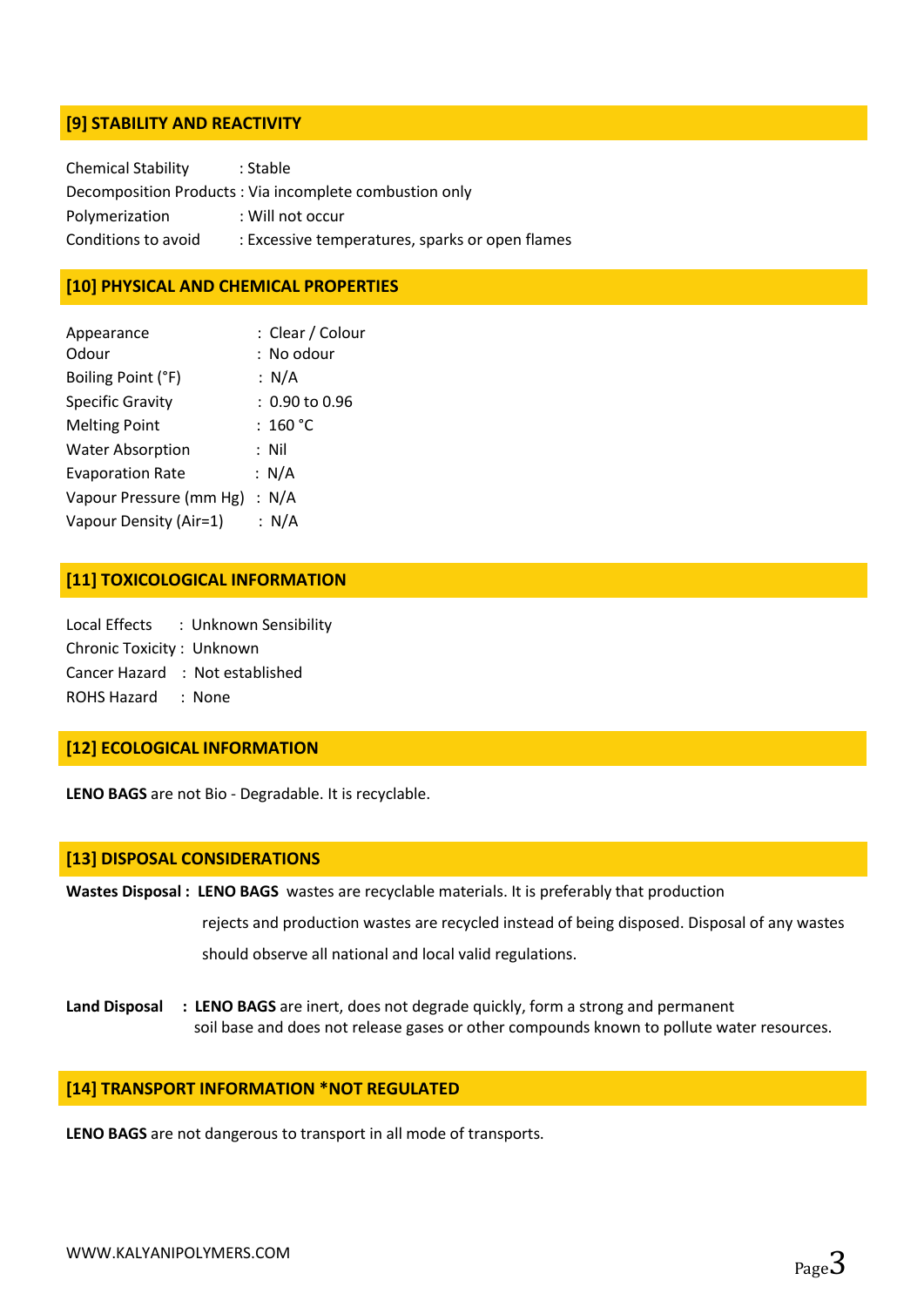## [9] STABILITY AND REACTIVITY

Chemical Stability : Stable
Decomposition Products : Via incomplete combustion only
Polymerization : Will not occur
Conditions to avoid : Excessive temperatures, sparks or open flames

## [10] PHYSICAL AND CHEMICAL PROPERTIES

| | |
|---|---|
| Appearance | : Clear / Colour |
| Odour | : No odour |
| Boiling Point (°F) | : N/A |
| Specific Gravity | : 0.90 to 0.96 |
| Melting Point | : 160 °C |
| Water Absorption | : Nil |
| Evaporation Rate | : N/A |
| Vapour Pressure (mm Hg) | : N/A |
| Vapour Density (Air=1) | : N/A |

## [11] TOXICOLOGICAL INFORMATION

Local Effects : Unknown Sensibility
Chronic Toxicity : Unknown
Cancer Hazard : Not established
ROHS Hazard : None

## [12] ECOLOGICAL INFORMATION

**LENO BAGS** are not Bio - Degradable. It is recyclable.

## [13] DISPOSAL CONSIDERATIONS

**Wastes Disposal :** **LENO BAGS** wastes are recyclable materials. It is preferably that production rejects and production wastes are recycled instead of being disposed. Disposal of any wastes should observe all national and local valid regulations.

**Land Disposal :** **LENO BAGS** are inert, does not degrade quickly, form a strong and permanent soil base and does not release gases or other compounds known to pollute water resources.

## [14] TRANSPORT INFORMATION *NOT REGULATED

**LENO BAGS** are not dangerous to transport in all mode of transports.

WWW.KALYANIPOLYMERS.COM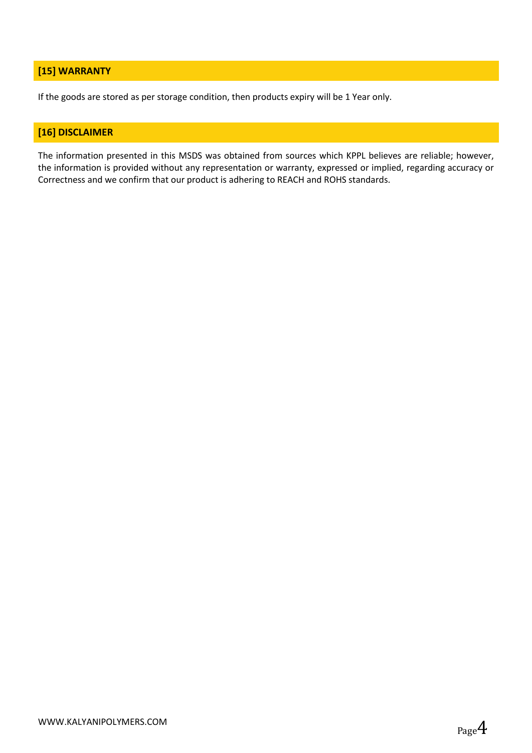## [15] WARRANTY

If the goods are stored as per storage condition, then products expiry will be 1 Year only.

## [16] DISCLAIMER

The information presented in this MSDS was obtained from sources which KPPL believes are reliable; however, the information is provided without any representation or warranty, expressed or implied, regarding accuracy or Correctness and we confirm that our product is adhering to REACH and ROHS standards.